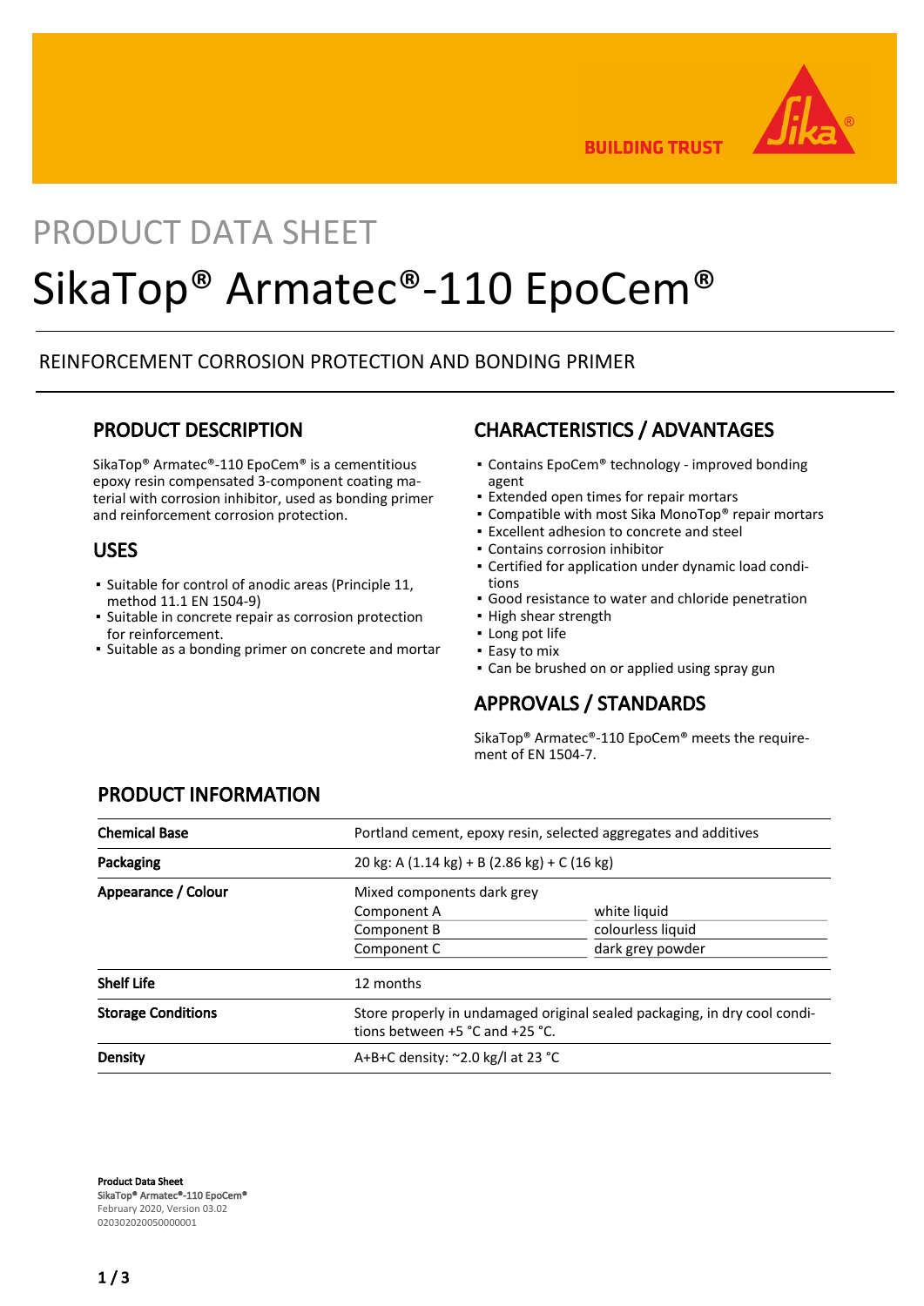PRODUCT DATA SHEET

# SikaTop® Armatec®-110 EpoCem®

REINFORCEMENT CORROSION PROTECTION AND BONDING PRIMER

## PRODUCT DESCRIPTION

SikaTop® Armatec®-110 EpoCem® is a cementitious epoxy resin compensated 3-component coating material with corrosion inhibitor, used as bonding primer and reinforcement corrosion protection.

## USES

- Suitable for control of anodic areas (Principle 11, method 11.1 EN 1504-9)
- Suitable in concrete repair as corrosion protection for reinforcement.
- Suitable as a bonding primer on concrete and mortar

## CHARACTERISTICS / ADVANTAGES

- Contains EpoCem® technology - improved bonding agent
- Extended open times for repair mortars
- Compatible with most Sika MonoTop® repair mortars
- Excellent adhesion to concrete and steel
- Contains corrosion inhibitor
- Certified for application under dynamic load conditions
- Good resistance to water and chloride penetration
- High shear strength
- Long pot life
- Easy to mix
- Can be brushed on or applied using spray gun

## APPROVALS / STANDARDS

SikaTop® Armatec®-110 EpoCem® meets the requirement of EN 1504-7.

## PRODUCT INFORMATION

| | | |
|---|---|---|
| **Chemical Base** | Portland cement, epoxy resin, selected aggregates and additives | |
| **Packaging** | 20 kg: A (1.14 kg) + B (2.86 kg) + C (16 kg) | |
| **Appearance / Colour** | Mixed components dark grey | |
| | Component A | white liquid |
| | Component B | colourless liquid |
| | Component C | dark grey powder |
| **Shelf Life** | 12 months | |
| **Storage Conditions** | Store properly in undamaged original sealed packaging, in dry cool conditions between +5 °C and +25 °C. | |
| **Density** | A+B+C density: ~2.0 kg/l at 23 °C | |

**Product Data Sheet**
SikaTop® Armatec®-110 EpoCem®
February 2020, Version 03.02
020302020050000001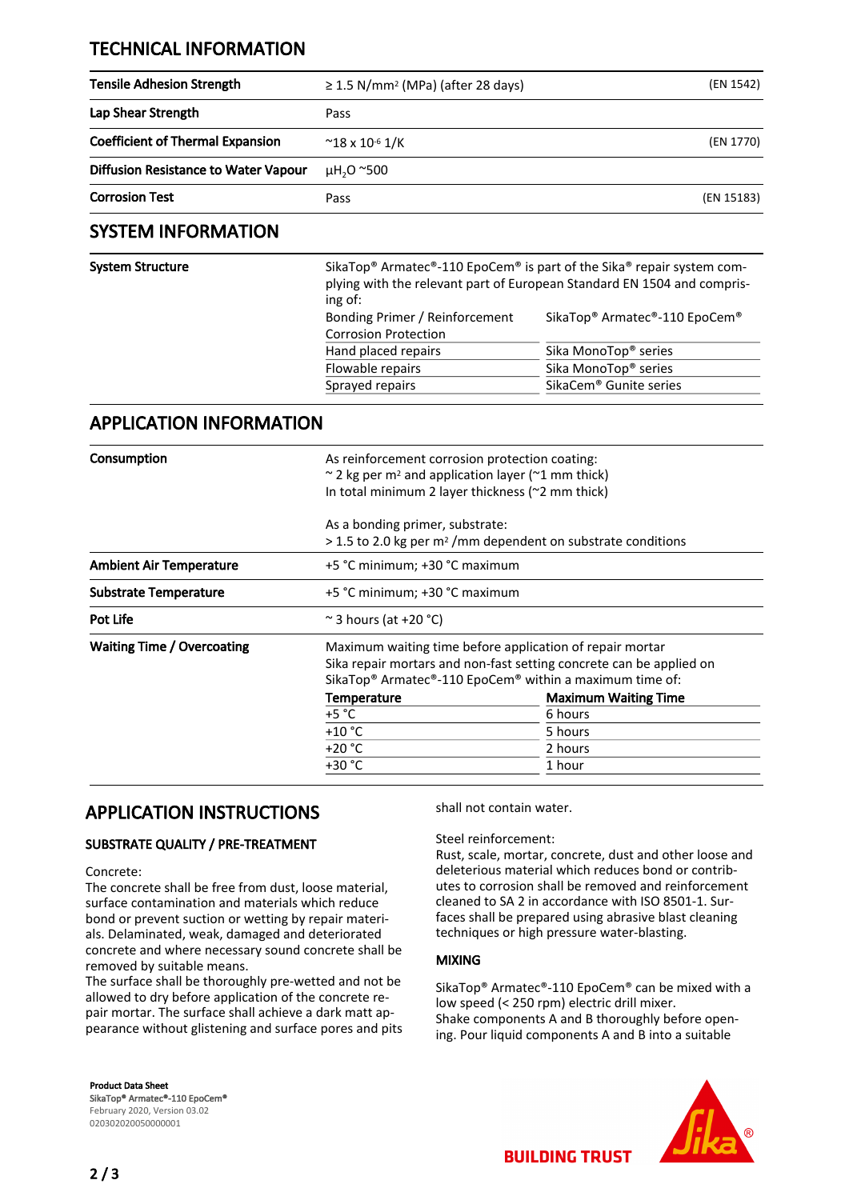## TECHNICAL INFORMATION

| | | |
|---|---|---|
| **Tensile Adhesion Strength** | ≥ 1.5 N/mm² (MPa) (after 28 days) | (EN 1542) |
| **Lap Shear Strength** | Pass | |
| **Coefficient of Thermal Expansion** | ~18 x $10^{-6}$ 1/K | (EN 1770) |
| **Diffusion Resistance to Water Vapour** | $\mu H_2O$ ~500 | |
| **Corrosion Test** | Pass | (EN 15183) |

## SYSTEM INFORMATION

**System Structure**

SikaTop® Armatec®-110 EpoCem® is part of the Sika® repair system complying with the relevant part of European Standard EN 1504 and comprising of:

| | |
|---|---|
| Bonding Primer / Reinforcement Corrosion Protection | SikaTop® Armatec®-110 EpoCem® |
| Hand placed repairs | Sika MonoTop® series |
| Flowable repairs | Sika MonoTop® series |
| Sprayed repairs | SikaCem® Gunite series |

## APPLICATION INFORMATION

**Consumption**

As reinforcement corrosion protection coating:
~ 2 kg per m² and application layer (~1 mm thick)
In total minimum 2 layer thickness (~2 mm thick)

As a bonding primer, substrate:
> 1.5 to 2.0 kg per m² /mm dependent on substrate conditions

| | |
|---|---|
| **Ambient Air Temperature** | +5 °C minimum; +30 °C maximum |
| **Substrate Temperature** | +5 °C minimum; +30 °C maximum |
| **Pot Life** | ~ 3 hours (at +20 °C) |

**Waiting Time / Overcoating**

Maximum waiting time before application of repair mortar
Sika repair mortars and non-fast setting concrete can be applied on SikaTop® Armatec®-110 EpoCem® within a maximum time of:

| Temperature | Maximum Waiting Time |
|---|---|
| +5 °C | 6 hours |
| +10 °C | 5 hours |
| +20 °C | 2 hours |
| +30 °C | 1 hour |

## APPLICATION INSTRUCTIONS

### SUBSTRATE QUALITY / PRE-TREATMENT

Concrete:
The concrete shall be free from dust, loose material, surface contamination and materials which reduce bond or prevent suction or wetting by repair materials. Delaminated, weak, damaged and deteriorated concrete and where necessary sound concrete shall be removed by suitable means.
The surface shall be thoroughly pre-wetted and not be allowed to dry before application of the concrete repair mortar. The surface shall achieve a dark matt appearance without glistening and surface pores and pits shall not contain water.

Steel reinforcement:
Rust, scale, mortar, concrete, dust and other loose and deleterious material which reduces bond or contributes to corrosion shall be removed and reinforcement cleaned to SA 2 in accordance with ISO 8501-1. Surfaces shall be prepared using abrasive blast cleaning techniques or high pressure water-blasting.

### MIXING

SikaTop® Armatec®-110 EpoCem® can be mixed with a low speed (< 250 rpm) electric drill mixer.
Shake components A and B thoroughly before opening. Pour liquid components A and B into a suitable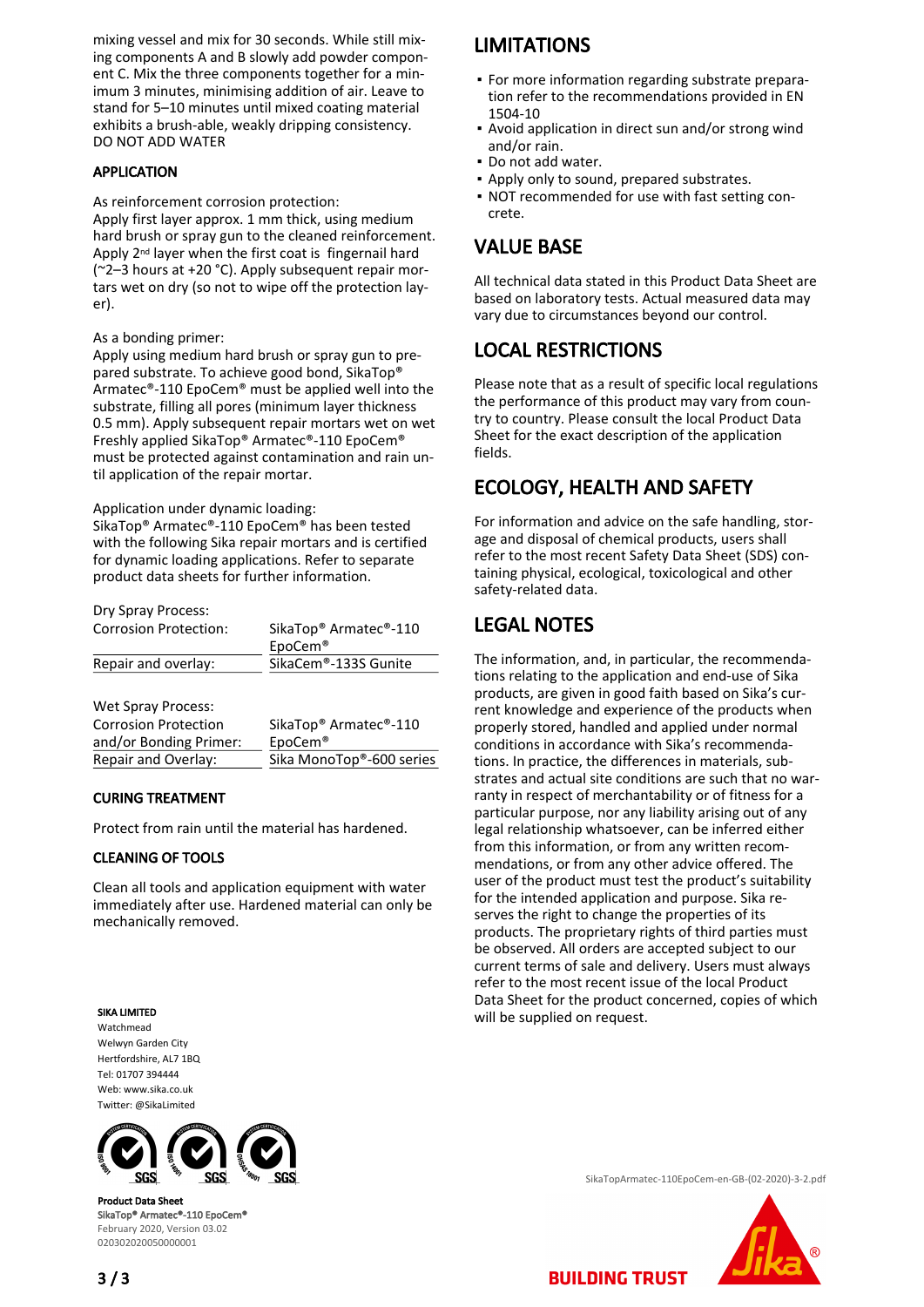mixing vessel and mix for 30 seconds. While still mixing components A and B slowly add powder component C. Mix the three components together for a minimum 3 minutes, minimising addition of air. Leave to stand for 5–10 minutes until mixed coating material exhibits a brush-able, weakly dripping consistency. DO NOT ADD WATER

### APPLICATION

As reinforcement corrosion protection:
Apply first layer approx. 1 mm thick, using medium hard brush or spray gun to the cleaned reinforcement. Apply 2nd layer when the first coat is fingernail hard (~2–3 hours at +20 °C). Apply subsequent repair mortars wet on dry (so not to wipe off the protection layer).

As a bonding primer:
Apply using medium hard brush or spray gun to prepared substrate. To achieve good bond, SikaTop® Armatec®-110 EpoCem® must be applied well into the substrate, filling all pores (minimum layer thickness 0.5 mm). Apply subsequent repair mortars wet on wet Freshly applied SikaTop® Armatec®-110 EpoCem® must be protected against contamination and rain until application of the repair mortar.

Application under dynamic loading:
SikaTop® Armatec®-110 EpoCem® has been tested with the following Sika repair mortars and is certified for dynamic loading applications. Refer to separate product data sheets for further information.

Dry Spray Process:

| | |
|---|---|
| Corrosion Protection: | SikaTop® Armatec®-110 EpoCem® |
| Repair and overlay: | SikaCem®-133S Gunite |

Wet Spray Process:

| | |
|---|---|
| Corrosion Protection and/or Bonding Primer: | SikaTop® Armatec®-110 EpoCem® |
| Repair and Overlay: | Sika MonoTop®-600 series |

### CURING TREATMENT

Protect from rain until the material has hardened.

### CLEANING OF TOOLS

Clean all tools and application equipment with water immediately after use. Hardened material can only be mechanically removed.

## LIMITATIONS

- For more information regarding substrate preparation refer to the recommendations provided in EN 1504-10
- Avoid application in direct sun and/or strong wind and/or rain.
- Do not add water.
- Apply only to sound, prepared substrates.
- NOT recommended for use with fast setting concrete.

## VALUE BASE

All technical data stated in this Product Data Sheet are based on laboratory tests. Actual measured data may vary due to circumstances beyond our control.

## LOCAL RESTRICTIONS

Please note that as a result of specific local regulations the performance of this product may vary from country to country. Please consult the local Product Data Sheet for the exact description of the application fields.

## ECOLOGY, HEALTH AND SAFETY

For information and advice on the safe handling, storage and disposal of chemical products, users shall refer to the most recent Safety Data Sheet (SDS) containing physical, ecological, toxicological and other safety-related data.

## LEGAL NOTES

The information, and, in particular, the recommendations relating to the application and end-use of Sika products, are given in good faith based on Sika's current knowledge and experience of the products when properly stored, handled and applied under normal conditions in accordance with Sika's recommendations. In practice, the differences in materials, substrates and actual site conditions are such that no warranty in respect of merchantability or of fitness for a particular purpose, nor any liability arising out of any legal relationship whatsoever, can be inferred either from this information, or from any written recommendations, or from any other advice offered. The user of the product must test the product's suitability for the intended application and purpose. Sika reserves the right to change the properties of its products. The proprietary rights of third parties must be observed. All orders are accepted subject to our current terms of sale and delivery. Users must always refer to the most recent issue of the local Product Data Sheet for the product concerned, copies of which will be supplied on request.

**SIKA LIMITED**
Watchmead
Welwyn Garden City
Hertfordshire, AL7 1BQ
Tel: 01707 394444
Web: www.sika.co.uk
Twitter: @SikaLimited

**Product Data Sheet**
**SikaTop® Armatec®-110 EpoCem®**
February 2020, Version 03.02
020302020050000001

SikaTopArmatec-110EpoCem-en-GB-(02-2020)-3-2.pdf

BUILDING TRUST